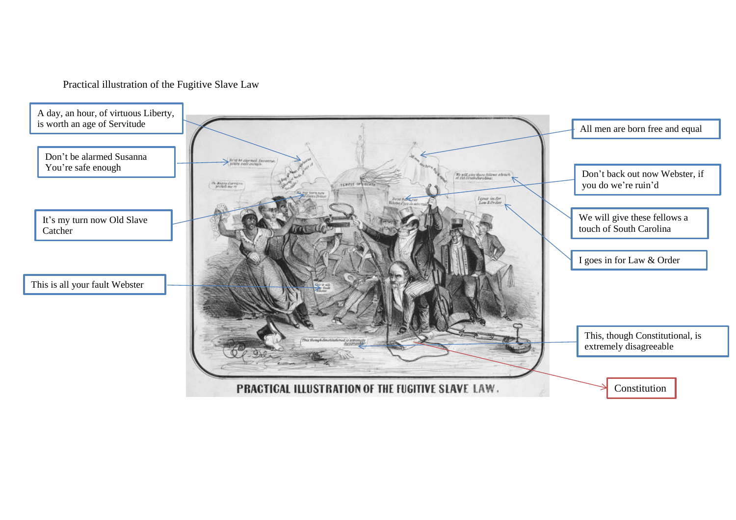Practical illustration of the Fugitive Slave Law

A day, an hour, of virtuous Liberty, is worth an age of Servitude

Don't be alarmed Susanna You're safe enough

It's my turn now Old Slave Catcher

This is all your fault Webster

All men are born free and equal

Don't back out now Webster, if you do we're ruin'd

We will give these fellows a touch of South Carolina

I goes in for Law & Order

This, though Constitutional, is extremely disagreeable

Constitution

PRACTICAL ILLUSTRATION OF THE FUGITIVE SLAVE LAW.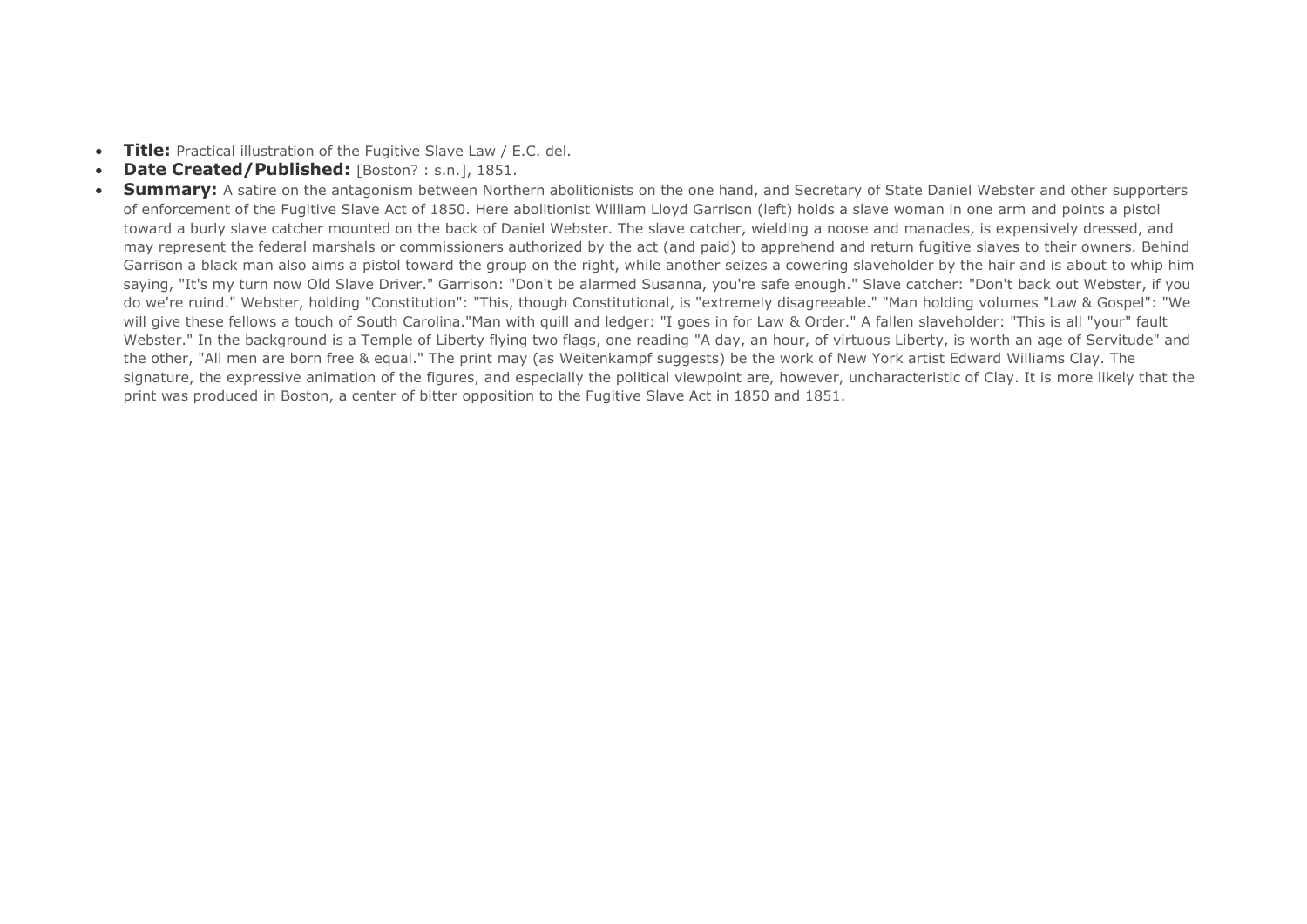- **Title:** Practical illustration of the Fugitive Slave Law / E.C. del.
- **Date Created/Published:** [Boston? : s.n.], 1851.
- **Summary:** A satire on the antagonism between Northern abolitionists on the one hand, and Secretary of State Daniel Webster and other supporters of enforcement of the Fugitive Slave Act of 1850. Here abolitionist William Lloyd Garrison (left) holds a slave woman in one arm and points a pistol toward a burly slave catcher mounted on the back of Daniel Webster. The slave catcher, wielding a noose and manacles, is expensively dressed, and may represent the federal marshals or commissioners authorized by the act (and paid) to apprehend and return fugitive slaves to their owners. Behind Garrison a black man also aims a pistol toward the group on the right, while another seizes a cowering slaveholder by the hair and is about to whip him saying, "It's my turn now Old Slave Driver." Garrison: "Don't be alarmed Susanna, you're safe enough." Slave catcher: "Don't back out Webster, if you do we're ruind." Webster, holding "Constitution": "This, though Constitutional, is "extremely disagreeable." "Man holding volumes "Law & Gospel": "We will give these fellows a touch of South Carolina."Man with quill and ledger: "I goes in for Law & Order." A fallen slaveholder: "This is all "your" fault Webster." In the background is a Temple of Liberty flying two flags, one reading "A day, an hour, of virtuous Liberty, is worth an age of Servitude" and the other, "All men are born free & equal." The print may (as Weitenkampf suggests) be the work of New York artist Edward Williams Clay. The signature, the expressive animation of the figures, and especially the political viewpoint are, however, uncharacteristic of Clay. It is more likely that the print was produced in Boston, a center of bitter opposition to the Fugitive Slave Act in 1850 and 1851.